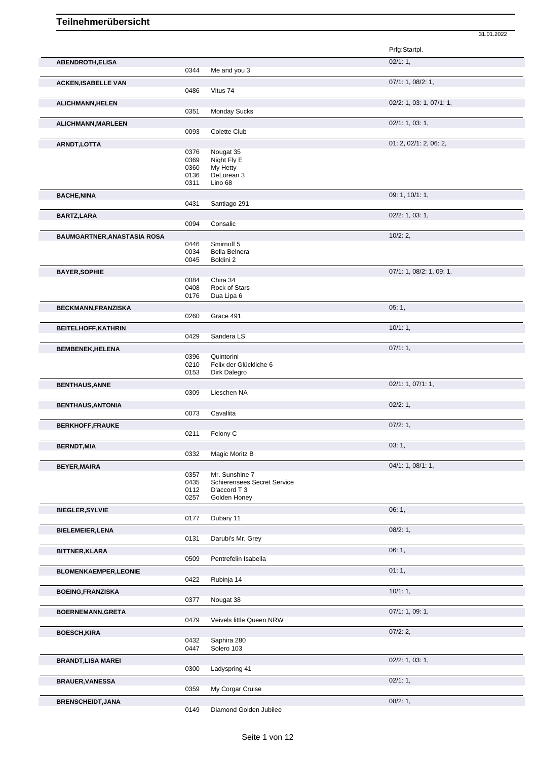# Teilnehmerübersicht

31.01.2022

| Name | Nr. | Pferd | Prfg:Startpl. |
|---|---|---|---|
| **ABENDROTH,ELISA** | | | 02/1: 1, |
| | 0344 | Me and you 3 | |
| **ACKEN,ISABELLE VAN** | | | 07/1: 1, 08/2: 1, |
| | 0486 | Vitus 74 | |
| **ALICHMANN,HELEN** | | | 02/2: 1, 03: 1, 07/1: 1, |
| | 0351 | Monday Sucks | |
| **ALICHMANN,MARLEEN** | | | 02/1: 1, 03: 1, |
| | 0093 | Colette Club | |
| **ARNDT,LOTTA** | | | 01: 2, 02/1: 2, 06: 2, |
| | 0376 | Nougat 35 | |
| | 0369 | Night Fly E | |
| | 0360 | My Hetty | |
| | 0136 | DeLorean 3 | |
| | 0311 | Lino 68 | |
| **BACHE,NINA** | | | 09: 1, 10/1: 1, |
| | 0431 | Santiago 291 | |
| **BARTZ,LARA** | | | 02/2: 1, 03: 1, |
| | 0094 | Consalic | |
| **BAUMGARTNER,ANASTASIA ROSA** | | | 10/2: 2, |
| | 0446 | Smirnoff 5 | |
| | 0034 | Bella Belnera | |
| | 0045 | Boldini 2 | |
| **BAYER,SOPHIE** | | | 07/1: 1, 08/2: 1, 09: 1, |
| | 0084 | Chira 34 | |
| | 0408 | Rock of Stars | |
| | 0176 | Dua Lipa 6 | |
| **BECKMANN,FRANZISKA** | | | 05: 1, |
| | 0260 | Grace 491 | |
| **BEITELHOFF,KATHRIN** | | | 10/1: 1, |
| | 0429 | Sandera LS | |
| **BEMBENEK,HELENA** | | | 07/1: 1, |
| | 0396 | Quintorini | |
| | 0210 | Felix der Glückliche 6 | |
| | 0153 | Dirk Dalegro | |
| **BENTHAUS,ANNE** | | | 02/1: 1, 07/1: 1, |
| | 0309 | Lieschen NA | |
| **BENTHAUS,ANTONIA** | | | 02/2: 1, |
| | 0073 | Cavallita | |
| **BERKHOFF,FRAUKE** | | | 07/2: 1, |
| | 0211 | Felony C | |
| **BERNDT,MIA** | | | 03: 1, |
| | 0332 | Magic Moritz B | |
| **BEYER,MAIRA** | | | 04/1: 1, 08/1: 1, |
| | 0357 | Mr. Sunshine 7 | |
| | 0435 | Schierensees Secret Service | |
| | 0112 | D'accord T 3 | |
| | 0257 | Golden Honey | |
| **BIEGLER,SYLVIE** | | | 06: 1, |
| | 0177 | Dubary 11 | |
| **BIELEMEIER,LENA** | | | 08/2: 1, |
| | 0131 | Darubi's Mr. Grey | |
| **BITTNER,KLARA** | | | 06: 1, |
| | 0509 | Pentrefelin Isabella | |
| **BLOMENKAEMPER,LEONIE** | | | 01: 1, |
| | 0422 | Rubinja 14 | |
| **BOEING,FRANZISKA** | | | 10/1: 1, |
| | 0377 | Nougat 38 | |
| **BOERNEMANN,GRETA** | | | 07/1: 1, 09: 1, |
| | 0479 | Veivels little Queen NRW | |
| **BOESCH,KIRA** | | | 07/2: 2, |
| | 0432 | Saphira 280 | |
| | 0447 | Solero 103 | |
| **BRANDT,LISA MAREI** | | | 02/2: 1, 03: 1, |
| | 0300 | Ladyspring 41 | |
| **BRAUER,VANESSA** | | | 02/1: 1, |
| | 0359 | My Corgar Cruise | |
| **BRENSCHEIDT,JANA** | | | 08/2: 1, |
| | 0149 | Diamond Golden Jubilee | |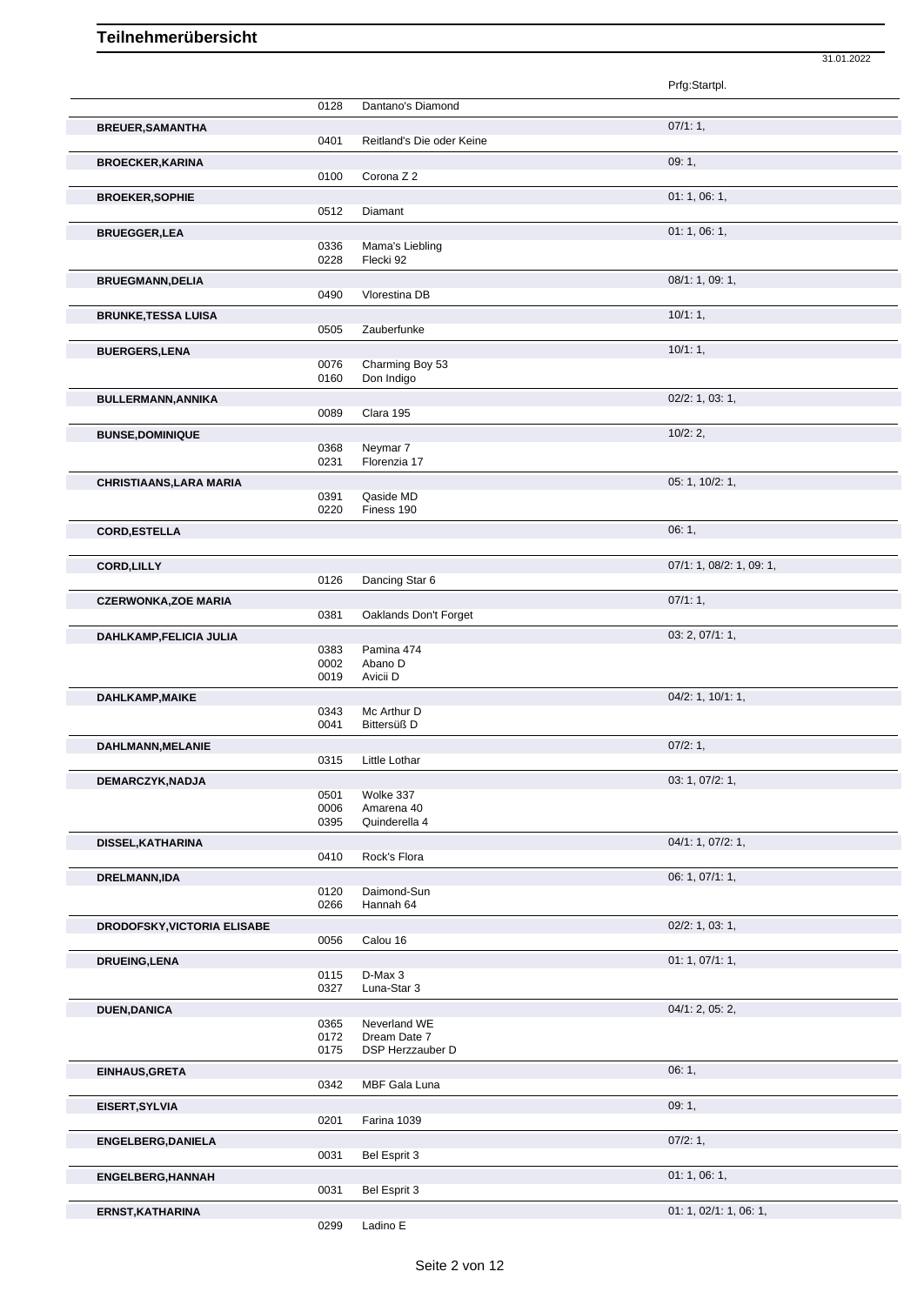# Teilnehmerübersicht

31.01.2022

| Name | Nr. | Pferd | Prfg:Startpl. |
|---|---|---|---|
| | 0128 | Dantano's Diamond | |
| **BREUER,SAMANTHA** | | | 07/1: 1, |
| | 0401 | Reitland's Die oder Keine | |
| **BROECKER,KARINA** | | | 09: 1, |
| | 0100 | Corona Z 2 | |
| **BROEKER,SOPHIE** | | | 01: 1, 06: 1, |
| | 0512 | Diamant | |
| **BRUEGGER,LEA** | | | 01: 1, 06: 1, |
| | 0336 | Mama's Liebling | |
| | 0228 | Flecki 92 | |
| **BRUEGMANN,DELIA** | | | 08/1: 1, 09: 1, |
| | 0490 | Vlorestina DB | |
| **BRUNKE,TESSA LUISA** | | | 10/1: 1, |
| | 0505 | Zauberfunke | |
| **BUERGERS,LENA** | | | 10/1: 1, |
| | 0076 | Charming Boy 53 | |
| | 0160 | Don Indigo | |
| **BULLERMANN,ANNIKA** | | | 02/2: 1, 03: 1, |
| | 0089 | Clara 195 | |
| **BUNSE,DOMINIQUE** | | | 10/2: 2, |
| | 0368 | Neymar 7 | |
| | 0231 | Florenzia 17 | |
| **CHRISTIAANS,LARA MARIA** | | | 05: 1, 10/2: 1, |
| | 0391 | Qaside MD | |
| | 0220 | Finess 190 | |
| **CORD,ESTELLA** | | | 06: 1, |
| **CORD,LILLY** | | | 07/1: 1, 08/2: 1, 09: 1, |
| | 0126 | Dancing Star 6 | |
| **CZERWONKA,ZOE MARIA** | | | 07/1: 1, |
| | 0381 | Oaklands Don't Forget | |
| **DAHLKAMP,FELICIA JULIA** | | | 03: 2, 07/1: 1, |
| | 0383 | Pamina 474 | |
| | 0002 | Abano D | |
| | 0019 | Avicii D | |
| **DAHLKAMP,MAIKE** | | | 04/2: 1, 10/1: 1, |
| | 0343 | Mc Arthur D | |
| | 0041 | Bittersüß D | |
| **DAHLMANN,MELANIE** | | | 07/2: 1, |
| | 0315 | Little Lothar | |
| **DEMARCZYK,NADJA** | | | 03: 1, 07/2: 1, |
| | 0501 | Wolke 337 | |
| | 0006 | Amarena 40 | |
| | 0395 | Quinderella 4 | |
| **DISSEL,KATHARINA** | | | 04/1: 1, 07/2: 1, |
| | 0410 | Rock's Flora | |
| **DRELMANN,IDA** | | | 06: 1, 07/1: 1, |
| | 0120 | Daimond-Sun | |
| | 0266 | Hannah 64 | |
| **DRODOFSKY,VICTORIA ELISABE** | | | 02/2: 1, 03: 1, |
| | 0056 | Calou 16 | |
| **DRUEING,LENA** | | | 01: 1, 07/1: 1, |
| | 0115 | D-Max 3 | |
| | 0327 | Luna-Star 3 | |
| **DUEN,DANICA** | | | 04/1: 2, 05: 2, |
| | 0365 | Neverland WE | |
| | 0172 | Dream Date 7 | |
| | 0175 | DSP Herzzauber D | |
| **EINHAUS,GRETA** | | | 06: 1, |
| | 0342 | MBF Gala Luna | |
| **EISERT,SYLVIA** | | | 09: 1, |
| | 0201 | Farina 1039 | |
| **ENGELBERG,DANIELA** | | | 07/2: 1, |
| | 0031 | Bel Esprit 3 | |
| **ENGELBERG,HANNAH** | | | 01: 1, 06: 1, |
| | 0031 | Bel Esprit 3 | |
| **ERNST,KATHARINA** | | | 01: 1, 02/1: 1, 06: 1, |
| | 0299 | Ladino E | |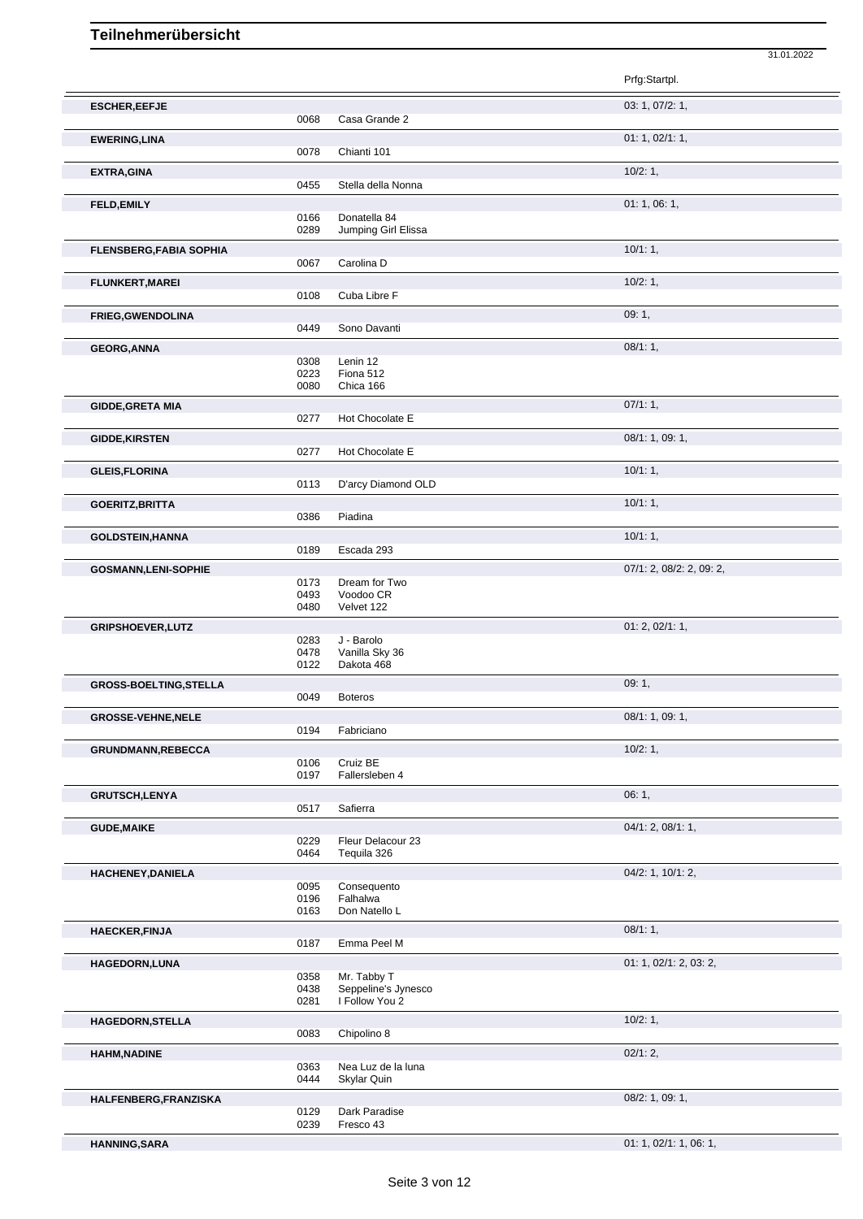# Teilnehmerübersicht

31.01.2022

| Name | Nr. | Pferd | Prfg:Startpl. |
|---|---|---|---|
| **ESCHER,EEFJE** | | | 03: 1, 07/2: 1, |
| | 0068 | Casa Grande 2 | |
| **EWERING,LINA** | | | 01: 1, 02/1: 1, |
| | 0078 | Chianti 101 | |
| **EXTRA,GINA** | | | 10/2: 1, |
| | 0455 | Stella della Nonna | |
| **FELD,EMILY** | | | 01: 1, 06: 1, |
| | 0166 | Donatella 84 | |
| | 0289 | Jumping Girl Elissa | |
| **FLENSBERG,FABIA SOPHIA** | | | 10/1: 1, |
| | 0067 | Carolina D | |
| **FLUNKERT,MAREI** | | | 10/2: 1, |
| | 0108 | Cuba Libre F | |
| **FRIEG,GWENDOLINA** | | | 09: 1, |
| | 0449 | Sono Davanti | |
| **GEORG,ANNA** | | | 08/1: 1, |
| | 0308 | Lenin 12 | |
| | 0223 | Fiona 512 | |
| | 0080 | Chica 166 | |
| **GIDDE,GRETA MIA** | | | 07/1: 1, |
| | 0277 | Hot Chocolate E | |
| **GIDDE,KIRSTEN** | | | 08/1: 1, 09: 1, |
| | 0277 | Hot Chocolate E | |
| **GLEIS,FLORINA** | | | 10/1: 1, |
| | 0113 | D'arcy Diamond OLD | |
| **GOERITZ,BRITTA** | | | 10/1: 1, |
| | 0386 | Piadina | |
| **GOLDSTEIN,HANNA** | | | 10/1: 1, |
| | 0189 | Escada 293 | |
| **GOSMANN,LENI-SOPHIE** | | | 07/1: 2, 08/2: 2, 09: 2, |
| | 0173 | Dream for Two | |
| | 0493 | Voodoo CR | |
| | 0480 | Velvet 122 | |
| **GRIPSHOEVER,LUTZ** | | | 01: 2, 02/1: 1, |
| | 0283 | J - Barolo | |
| | 0478 | Vanilla Sky 36 | |
| | 0122 | Dakota 468 | |
| **GROSS-BOELTING,STELLA** | | | 09: 1, |
| | 0049 | Boteros | |
| **GROSSE-VEHNE,NELE** | | | 08/1: 1, 09: 1, |
| | 0194 | Fabriciano | |
| **GRUNDMANN,REBECCA** | | | 10/2: 1, |
| | 0106 | Cruiz BE | |
| | 0197 | Fallersleben 4 | |
| **GRUTSCH,LENYA** | | | 06: 1, |
| | 0517 | Safierra | |
| **GUDE,MAIKE** | | | 04/1: 2, 08/1: 1, |
| | 0229 | Fleur Delacour 23 | |
| | 0464 | Tequila 326 | |
| **HACHENEY,DANIELA** | | | 04/2: 1, 10/1: 2, |
| | 0095 | Consequento | |
| | 0196 | Falhalwa | |
| | 0163 | Don Natello L | |
| **HAECKER,FINJA** | | | 08/1: 1, |
| | 0187 | Emma Peel M | |
| **HAGEDORN,LUNA** | | | 01: 1, 02/1: 2, 03: 2, |
| | 0358 | Mr. Tabby T | |
| | 0438 | Seppeline's Jynesco | |
| | 0281 | I Follow You 2 | |
| **HAGEDORN,STELLA** | | | 10/2: 1, |
| | 0083 | Chipolino 8 | |
| **HAHM,NADINE** | | | 02/1: 2, |
| | 0363 | Nea Luz de la luna | |
| | 0444 | Skylar Quin | |
| **HALFENBERG,FRANZISKA** | | | 08/2: 1, 09: 1, |
| | 0129 | Dark Paradise | |
| | 0239 | Fresco 43 | |
| **HANNING,SARA** | | | 01: 1, 02/1: 1, 06: 1, |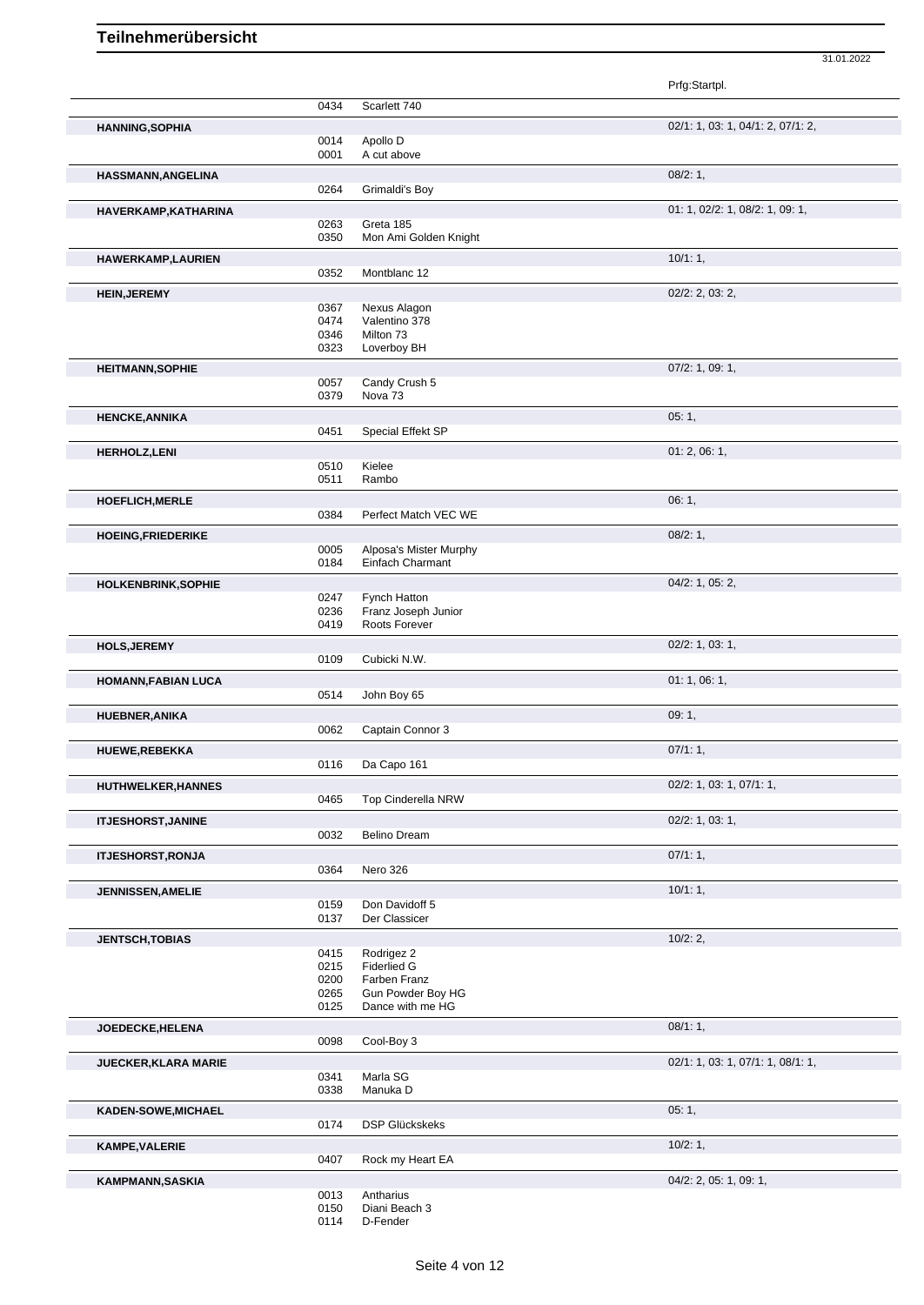# Teilnehmerübersicht

31.01.2022

| Name | Nr. | Pferd | Prfg:Startpl. |
|---|---|---|---|
| | 0434 | Scarlett 740 | |
| **HANNING,SOPHIA** | | | 02/1: 1, 03: 1, 04/1: 2, 07/1: 2, |
| | 0014 | Apollo D | |
| | 0001 | A cut above | |
| **HASSMANN,ANGELINA** | | | 08/2: 1, |
| | 0264 | Grimaldi's Boy | |
| **HAVERKAMP,KATHARINA** | | | 01: 1, 02/2: 1, 08/2: 1, 09: 1, |
| | 0263 | Greta 185 | |
| | 0350 | Mon Ami Golden Knight | |
| **HAWERKAMP,LAURIEN** | | | 10/1: 1, |
| | 0352 | Montblanc 12 | |
| **HEIN,JEREMY** | | | 02/2: 2, 03: 2, |
| | 0367 | Nexus Alagon | |
| | 0474 | Valentino 378 | |
| | 0346 | Milton 73 | |
| | 0323 | Loverboy BH | |
| **HEITMANN,SOPHIE** | | | 07/2: 1, 09: 1, |
| | 0057 | Candy Crush 5 | |
| | 0379 | Nova 73 | |
| **HENCKE,ANNIKA** | | | 05: 1, |
| | 0451 | Special Effekt SP | |
| **HERHOLZ,LENI** | | | 01: 2, 06: 1, |
| | 0510 | Kielee | |
| | 0511 | Rambo | |
| **HOEFLICH,MERLE** | | | 06: 1, |
| | 0384 | Perfect Match VEC WE | |
| **HOEING,FRIEDERIKE** | | | 08/2: 1, |
| | 0005 | Alposa's Mister Murphy | |
| | 0184 | Einfach Charmant | |
| **HOLKENBRINK,SOPHIE** | | | 04/2: 1, 05: 2, |
| | 0247 | Fynch Hatton | |
| | 0236 | Franz Joseph Junior | |
| | 0419 | Roots Forever | |
| **HOLS,JEREMY** | | | 02/2: 1, 03: 1, |
| | 0109 | Cubicki N.W. | |
| **HOMANN,FABIAN LUCA** | | | 01: 1, 06: 1, |
| | 0514 | John Boy 65 | |
| **HUEBNER,ANIKA** | | | 09: 1, |
| | 0062 | Captain Connor 3 | |
| **HUEWE,REBEKKA** | | | 07/1: 1, |
| | 0116 | Da Capo 161 | |
| **HUTHWELKER,HANNES** | | | 02/2: 1, 03: 1, 07/1: 1, |
| | 0465 | Top Cinderella NRW | |
| **ITJESHORST,JANINE** | | | 02/2: 1, 03: 1, |
| | 0032 | Belino Dream | |
| **ITJESHORST,RONJA** | | | 07/1: 1, |
| | 0364 | Nero 326 | |
| **JENNISSEN,AMELIE** | | | 10/1: 1, |
| | 0159 | Don Davidoff 5 | |
| | 0137 | Der Classicer | |
| **JENTSCH,TOBIAS** | | | 10/2: 2, |
| | 0415 | Rodrigez 2 | |
| | 0215 | Fiderlied G | |
| | 0200 | Farben Franz | |
| | 0265 | Gun Powder Boy HG | |
| | 0125 | Dance with me HG | |
| **JOEDECKE,HELENA** | | | 08/1: 1, |
| | 0098 | Cool-Boy 3 | |
| **JUECKER,KLARA MARIE** | | | 02/1: 1, 03: 1, 07/1: 1, 08/1: 1, |
| | 0341 | Marla SG | |
| | 0338 | Manuka D | |
| **KADEN-SOWE,MICHAEL** | | | 05: 1, |
| | 0174 | DSP Glückskeks | |
| **KAMPE,VALERIE** | | | 10/2: 1, |
| | 0407 | Rock my Heart EA | |
| **KAMPMANN,SASKIA** | | | 04/2: 2, 05: 1, 09: 1, |
| | 0013 | Antharius | |
| | 0150 | Diani Beach 3 | |
| | 0114 | D-Fender | |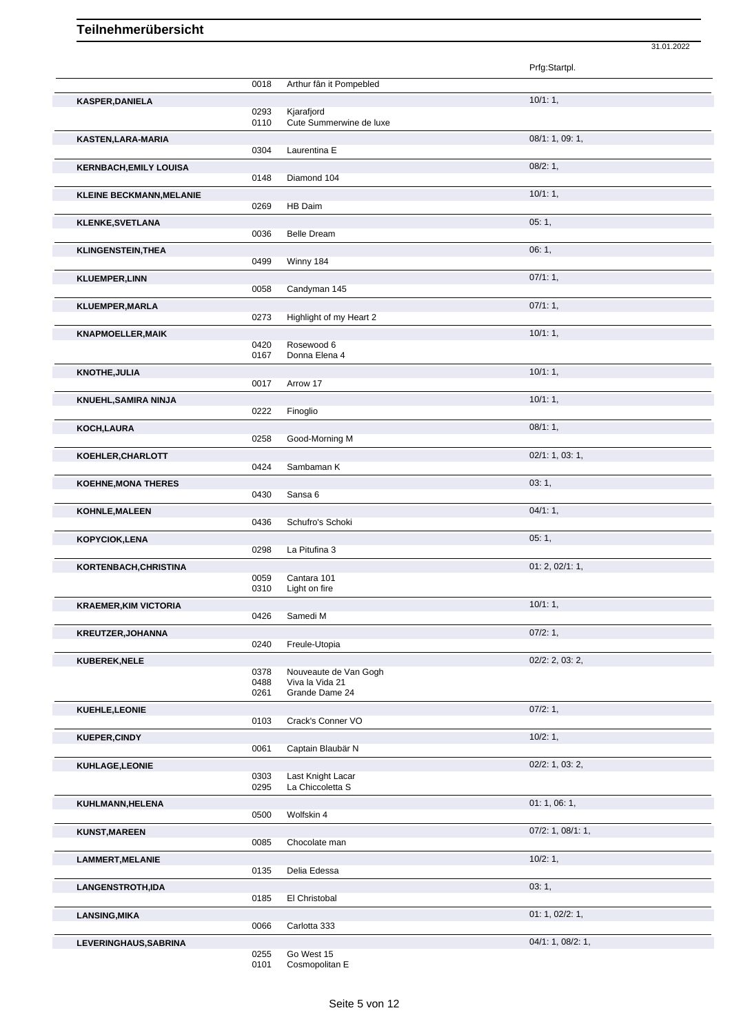# Teilnehmerübersicht

31.01.2022

| Name | Nr. | Pferd | Prfg:Startpl. |
|---|---|---|---|
| | 0018 | Arthur fân it Pompebled | |
| **KASPER,DANIELA** | | | 10/1: 1, |
| | 0293 | Kjarafjord | |
| | 0110 | Cute Summerwine de luxe | |
| **KASTEN,LARA-MARIA** | | | 08/1: 1, 09: 1, |
| | 0304 | Laurentina E | |
| **KERNBACH,EMILY LOUISA** | | | 08/2: 1, |
| | 0148 | Diamond 104 | |
| **KLEINE BECKMANN,MELANIE** | | | 10/1: 1, |
| | 0269 | HB Daim | |
| **KLENKE,SVETLANA** | | | 05: 1, |
| | 0036 | Belle Dream | |
| **KLINGENSTEIN,THEA** | | | 06: 1, |
| | 0499 | Winny 184 | |
| **KLUEMPER,LINN** | | | 07/1: 1, |
| | 0058 | Candyman 145 | |
| **KLUEMPER,MARLA** | | | 07/1: 1, |
| | 0273 | Highlight of my Heart 2 | |
| **KNAPMOELLER,MAIK** | | | 10/1: 1, |
| | 0420 | Rosewood 6 | |
| | 0167 | Donna Elena 4 | |
| **KNOTHE,JULIA** | | | 10/1: 1, |
| | 0017 | Arrow 17 | |
| **KNUEHL,SAMIRA NINJA** | | | 10/1: 1, |
| | 0222 | Finoglio | |
| **KOCH,LAURA** | | | 08/1: 1, |
| | 0258 | Good-Morning M | |
| **KOEHLER,CHARLOTT** | | | 02/1: 1, 03: 1, |
| | 0424 | Sambaman K | |
| **KOEHNE,MONA THERES** | | | 03: 1, |
| | 0430 | Sansa 6 | |
| **KOHNLE,MALEEN** | | | 04/1: 1, |
| | 0436 | Schufro's Schoki | |
| **KOPYCIOK,LENA** | | | 05: 1, |
| | 0298 | La Pitufina 3 | |
| **KORTENBACH,CHRISTINA** | | | 01: 2, 02/1: 1, |
| | 0059 | Cantara 101 | |
| | 0310 | Light on fire | |
| **KRAEMER,KIM VICTORIA** | | | 10/1: 1, |
| | 0426 | Samedi M | |
| **KREUTZER,JOHANNA** | | | 07/2: 1, |
| | 0240 | Freule-Utopia | |
| **KUBEREK,NELE** | | | 02/2: 2, 03: 2, |
| | 0378 | Nouveaute de Van Gogh | |
| | 0488 | Viva la Vida 21 | |
| | 0261 | Grande Dame 24 | |
| **KUEHLE,LEONIE** | | | 07/2: 1, |
| | 0103 | Crack's Conner VO | |
| **KUEPER,CINDY** | | | 10/2: 1, |
| | 0061 | Captain Blaubär N | |
| **KUHLAGE,LEONIE** | | | 02/2: 1, 03: 2, |
| | 0303 | Last Knight Lacar | |
| | 0295 | La Chiccoletta S | |
| **KUHLMANN,HELENA** | | | 01: 1, 06: 1, |
| | 0500 | Wolfskin 4 | |
| **KUNST,MAREEN** | | | 07/2: 1, 08/1: 1, |
| | 0085 | Chocolate man | |
| **LAMMERT,MELANIE** | | | 10/2: 1, |
| | 0135 | Delia Edessa | |
| **LANGENSTROTH,IDA** | | | 03: 1, |
| | 0185 | El Christobal | |
| **LANSING,MIKA** | | | 01: 1, 02/2: 1, |
| | 0066 | Carlotta 333 | |
| **LEVERINGHAUS,SABRINA** | | | 04/1: 1, 08/2: 1, |
| | 0255 | Go West 15 | |
| | 0101 | Cosmopolitan E | |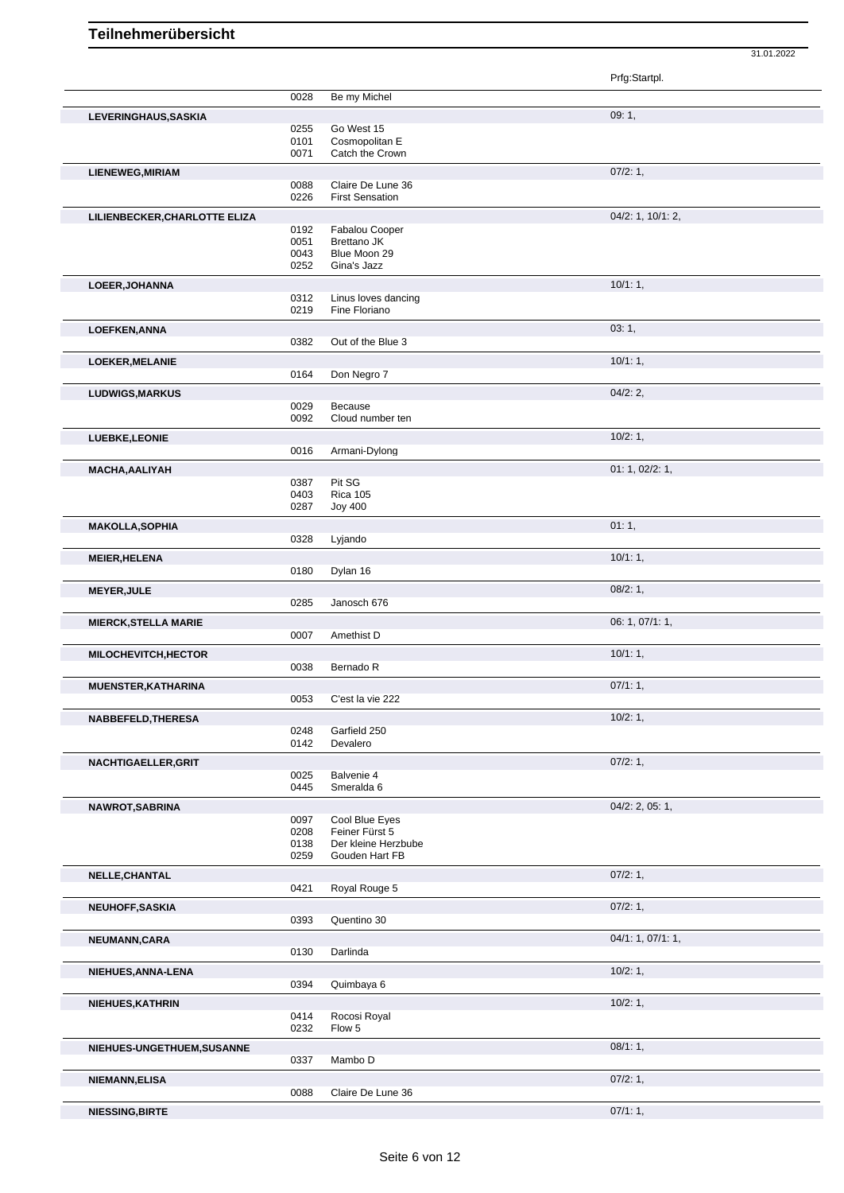## Teilnehmerübersicht

31.01.2022

| | | | Prfg:Startpl. |
|---|---|---|---|
| | 0028 | Be my Michel | |
| **LEVERINGHAUS,SASKIA** | | | 09: 1, |
| | 0255 | Go West 15 | |
| | 0101 | Cosmopolitan E | |
| | 0071 | Catch the Crown | |
| **LIENEWEG,MIRIAM** | | | 07/2: 1, |
| | 0088 | Claire De Lune 36 | |
| | 0226 | First Sensation | |
| **LILIENBECKER,CHARLOTTE ELIZA** | | | 04/2: 1, 10/1: 2, |
| | 0192 | Fabalou Cooper | |
| | 0051 | Brettano JK | |
| | 0043 | Blue Moon 29 | |
| | 0252 | Gina's Jazz | |
| **LOEER,JOHANNA** | | | 10/1: 1, |
| | 0312 | Linus loves dancing | |
| | 0219 | Fine Floriano | |
| **LOEFKEN,ANNA** | | | 03: 1, |
| | 0382 | Out of the Blue 3 | |
| **LOEKER,MELANIE** | | | 10/1: 1, |
| | 0164 | Don Negro 7 | |
| **LUDWIGS,MARKUS** | | | 04/2: 2, |
| | 0029 | Because | |
| | 0092 | Cloud number ten | |
| **LUEBKE,LEONIE** | | | 10/2: 1, |
| | 0016 | Armani-Dylong | |
| **MACHA,AALIYAH** | | | 01: 1, 02/2: 1, |
| | 0387 | Pit SG | |
| | 0403 | Rica 105 | |
| | 0287 | Joy 400 | |
| **MAKOLLA,SOPHIA** | | | 01: 1, |
| | 0328 | Lyjando | |
| **MEIER,HELENA** | | | 10/1: 1, |
| | 0180 | Dylan 16 | |
| **MEYER,JULE** | | | 08/2: 1, |
| | 0285 | Janosch 676 | |
| **MIERCK,STELLA MARIE** | | | 06: 1, 07/1: 1, |
| | 0007 | Amethist D | |
| **MILOCHEVITCH,HECTOR** | | | 10/1: 1, |
| | 0038 | Bernado R | |
| **MUENSTER,KATHARINA** | | | 07/1: 1, |
| | 0053 | C'est la vie 222 | |
| **NABBEFELD,THERESA** | | | 10/2: 1, |
| | 0248 | Garfield 250 | |
| | 0142 | Devalero | |
| **NACHTIGAELLER,GRIT** | | | 07/2: 1, |
| | 0025 | Balvenie 4 | |
| | 0445 | Smeralda 6 | |
| **NAWROT,SABRINA** | | | 04/2: 2, 05: 1, |
| | 0097 | Cool Blue Eyes | |
| | 0208 | Feiner Fürst 5 | |
| | 0138 | Der kleine Herzbube | |
| | 0259 | Gouden Hart FB | |
| **NELLE,CHANTAL** | | | 07/2: 1, |
| | 0421 | Royal Rouge 5 | |
| **NEUHOFF,SASKIA** | | | 07/2: 1, |
| | 0393 | Quentino 30 | |
| **NEUMANN,CARA** | | | 04/1: 1, 07/1: 1, |
| | 0130 | Darlinda | |
| **NIEHUES,ANNA-LENA** | | | 10/2: 1, |
| | 0394 | Quimbaya 6 | |
| **NIEHUES,KATHRIN** | | | 10/2: 1, |
| | 0414 | Rocosi Royal | |
| | 0232 | Flow 5 | |
| **NIEHUES-UNGETHUEM,SUSANNE** | | | 08/1: 1, |
| | 0337 | Mambo D | |
| **NIEMANN,ELISA** | | | 07/2: 1, |
| | 0088 | Claire De Lune 36 | |
| **NIESSING,BIRTE** | | | 07/1: 1, |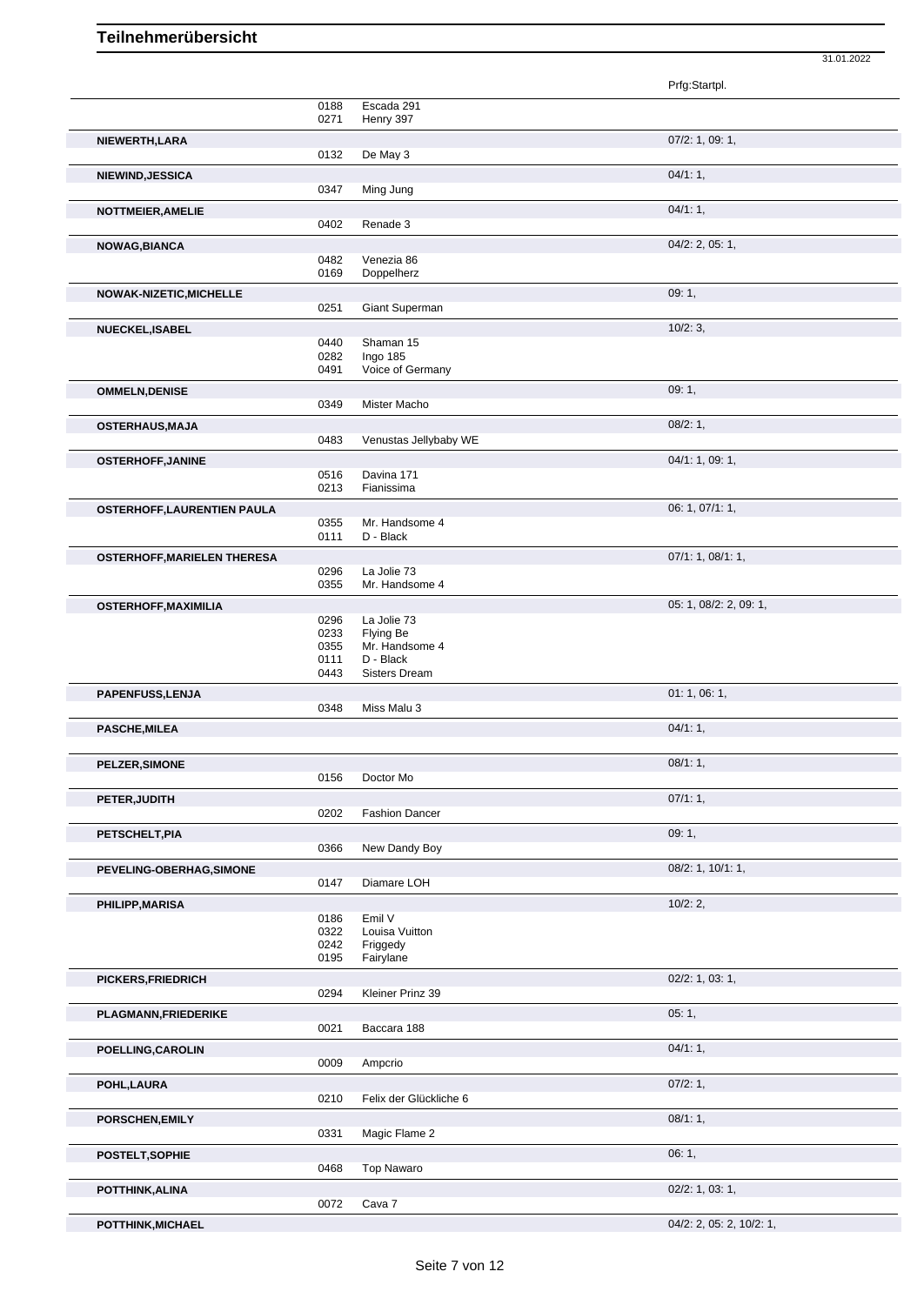# Teilnehmerübersicht

31.01.2022

| Name | Nr. | Pferd | Prfg:Startpl. |
|---|---|---|---|
| | 0188 | Escada 291 | |
| | 0271 | Henry 397 | |
| **NIEWERTH,LARA** | | | 07/2: 1, 09: 1, |
| | 0132 | De May 3 | |
| **NIEWIND,JESSICA** | | | 04/1: 1, |
| | 0347 | Ming Jung | |
| **NOTTMEIER,AMELIE** | | | 04/1: 1, |
| | 0402 | Renade 3 | |
| **NOWAG,BIANCA** | | | 04/2: 2, 05: 1, |
| | 0482 | Venezia 86 | |
| | 0169 | Doppelherz | |
| **NOWAK-NIZETIC,MICHELLE** | | | 09: 1, |
| | 0251 | Giant Superman | |
| **NUECKEL,ISABEL** | | | 10/2: 3, |
| | 0440 | Shaman 15 | |
| | 0282 | Ingo 185 | |
| | 0491 | Voice of Germany | |
| **OMMELN,DENISE** | | | 09: 1, |
| | 0349 | Mister Macho | |
| **OSTERHAUS,MAJA** | | | 08/2: 1, |
| | 0483 | Venustas Jellybaby WE | |
| **OSTERHOFF,JANINE** | | | 04/1: 1, 09: 1, |
| | 0516 | Davina 171 | |
| | 0213 | Fianissima | |
| **OSTERHOFF,LAURENTIEN PAULA** | | | 06: 1, 07/1: 1, |
| | 0355 | Mr. Handsome 4 | |
| | 0111 | D - Black | |
| **OSTERHOFF,MARIELEN THERESA** | | | 07/1: 1, 08/1: 1, |
| | 0296 | La Jolie 73 | |
| | 0355 | Mr. Handsome 4 | |
| **OSTERHOFF,MAXIMILIA** | | | 05: 1, 08/2: 2, 09: 1, |
| | 0296 | La Jolie 73 | |
| | 0233 | Flying Be | |
| | 0355 | Mr. Handsome 4 | |
| | 0111 | D - Black | |
| | 0443 | Sisters Dream | |
| **PAPENFUSS,LENJA** | | | 01: 1, 06: 1, |
| | 0348 | Miss Malu 3 | |
| **PASCHE,MILEA** | | | 04/1: 1, |
| **PELZER,SIMONE** | | | 08/1: 1, |
| | 0156 | Doctor Mo | |
| **PETER,JUDITH** | | | 07/1: 1, |
| | 0202 | Fashion Dancer | |
| **PETSCHELT,PIA** | | | 09: 1, |
| | 0366 | New Dandy Boy | |
| **PEVELING-OBERHAG,SIMONE** | | | 08/2: 1, 10/1: 1, |
| | 0147 | Diamare LOH | |
| **PHILIPP,MARISA** | | | 10/2: 2, |
| | 0186 | Emil V | |
| | 0322 | Louisa Vuitton | |
| | 0242 | Friggedy | |
| | 0195 | Fairylane | |
| **PICKERS,FRIEDRICH** | | | 02/2: 1, 03: 1, |
| | 0294 | Kleiner Prinz 39 | |
| **PLAGMANN,FRIEDERIKE** | | | 05: 1, |
| | 0021 | Baccara 188 | |
| **POELLING,CAROLIN** | | | 04/1: 1, |
| | 0009 | Ampcrio | |
| **POHL,LAURA** | | | 07/2: 1, |
| | 0210 | Felix der Glückliche 6 | |
| **PORSCHEN,EMILY** | | | 08/1: 1, |
| | 0331 | Magic Flame 2 | |
| **POSTELT,SOPHIE** | | | 06: 1, |
| | 0468 | Top Nawaro | |
| **POTTHINK,ALINA** | | | 02/2: 1, 03: 1, |
| | 0072 | Cava 7 | |
| **POTTHINK,MICHAEL** | | | 04/2: 2, 05: 2, 10/2: 1, |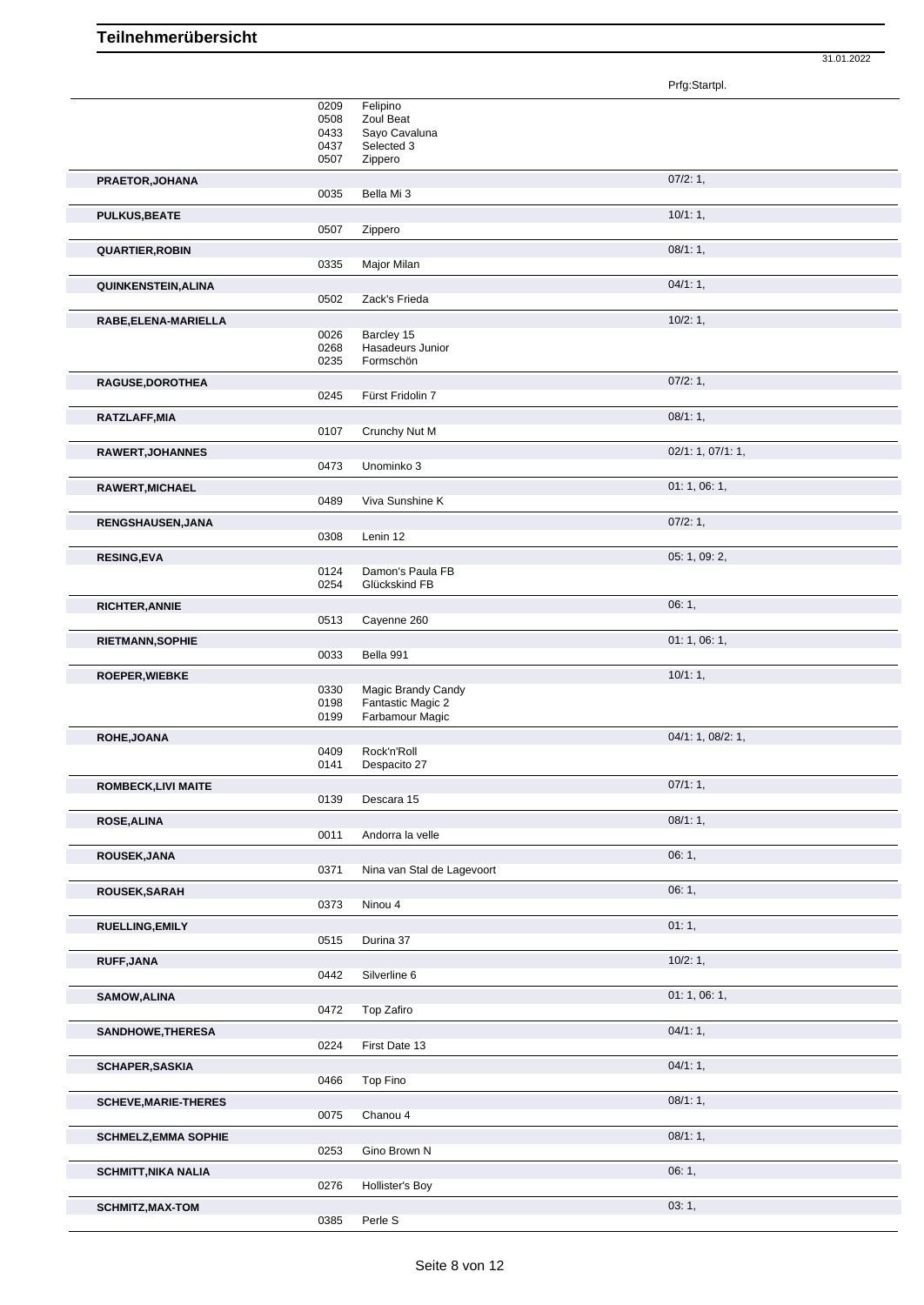# Teilnehmerübersicht

31.01.2022

| Name | Nr. | Pferd | Prfg:Startpl. |
|---|---|---|---|
| | 0209 | Felipino | |
| | 0508 | Zoul Beat | |
| | 0433 | Sayo Cavaluna | |
| | 0437 | Selected 3 | |
| | 0507 | Zippero | |
| **PRAETOR,JOHANA** | 0035 | Bella Mi 3 | 07/2: 1, |
| **PULKUS,BEATE** | 0507 | Zippero | 10/1: 1, |
| **QUARTIER,ROBIN** | 0335 | Major Milan | 08/1: 1, |
| **QUINKENSTEIN,ALINA** | 0502 | Zack's Frieda | 04/1: 1, |
| **RABE,ELENA-MARIELLA** | 0026 | Barcley 15 | 10/2: 1, |
| | 0268 | Hasadeurs Junior | |
| | 0235 | Formschön | |
| **RAGUSE,DOROTHEA** | 0245 | Fürst Fridolin 7 | 07/2: 1, |
| **RATZLAFF,MIA** | 0107 | Crunchy Nut M | 08/1: 1, |
| **RAWERT,JOHANNES** | 0473 | Unominko 3 | 02/1: 1, 07/1: 1, |
| **RAWERT,MICHAEL** | 0489 | Viva Sunshine K | 01: 1, 06: 1, |
| **RENGSHAUSEN,JANA** | 0308 | Lenin 12 | 07/2: 1, |
| **RESING,EVA** | 0124 | Damon's Paula FB | 05: 1, 09: 2, |
| | 0254 | Glückskind FB | |
| **RICHTER,ANNIE** | 0513 | Cayenne 260 | 06: 1, |
| **RIETMANN,SOPHIE** | 0033 | Bella 991 | 01: 1, 06: 1, |
| **ROEPER,WIEBKE** | 0330 | Magic Brandy Candy | 10/1: 1, |
| | 0198 | Fantastic Magic 2 | |
| | 0199 | Farbamour Magic | |
| **ROHE,JOANA** | 0409 | Rock'n'Roll | 04/1: 1, 08/2: 1, |
| | 0141 | Despacito 27 | |
| **ROMBECK,LIVI MAITE** | 0139 | Descara 15 | 07/1: 1, |
| **ROSE,ALINA** | 0011 | Andorra la velle | 08/1: 1, |
| **ROUSEK,JANA** | 0371 | Nina van Stal de Lagevoort | 06: 1, |
| **ROUSEK,SARAH** | 0373 | Ninou 4 | 06: 1, |
| **RUELLING,EMILY** | 0515 | Durina 37 | 01: 1, |
| **RUFF,JANA** | 0442 | Silverline 6 | 10/2: 1, |
| **SAMOW,ALINA** | 0472 | Top Zafiro | 01: 1, 06: 1, |
| **SANDHOWE,THERESA** | 0224 | First Date 13 | 04/1: 1, |
| **SCHAPER,SASKIA** | 0466 | Top Fino | 04/1: 1, |
| **SCHEVE,MARIE-THERES** | 0075 | Chanou 4 | 08/1: 1, |
| **SCHMELZ,EMMA SOPHIE** | 0253 | Gino Brown N | 08/1: 1, |
| **SCHMITT,NIKA NALIA** | 0276 | Hollister's Boy | 06: 1, |
| **SCHMITZ,MAX-TOM** | 0385 | Perle S | 03: 1, |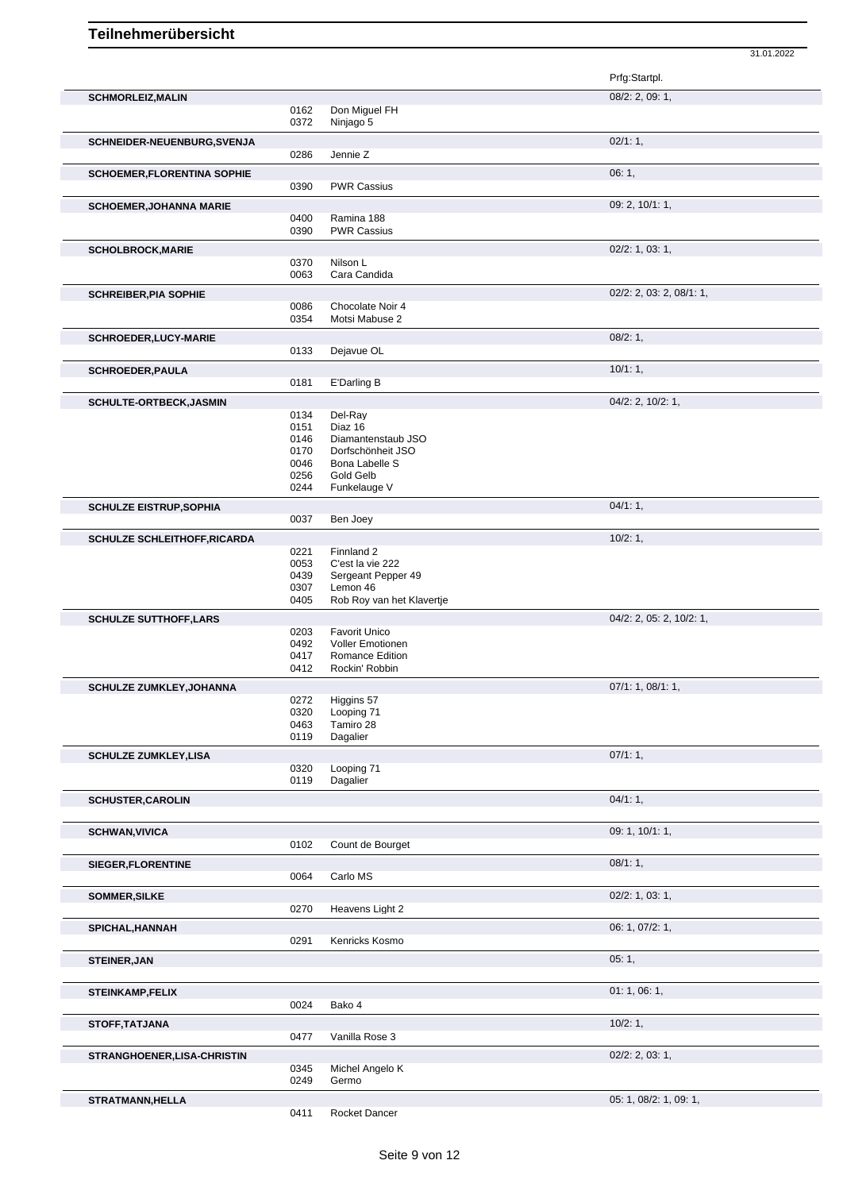# Teilnehmerübersicht

31.01.2022

| Teilnehmer | Nr. | Pferd | Prfg:Startpl. |
|---|---|---|---|
| **SCHMORLEIZ,MALIN** | | | 08/2: 2, 09: 1, |
| | 0162 | Don Miguel FH | |
| | 0372 | Ninjago 5 | |
| **SCHNEIDER-NEUENBURG,SVENJA** | | | 02/1: 1, |
| | 0286 | Jennie Z | |
| **SCHOEMER,FLORENTINA SOPHIE** | | | 06: 1, |
| | 0390 | PWR Cassius | |
| **SCHOEMER,JOHANNA MARIE** | | | 09: 2, 10/1: 1, |
| | 0400 | Ramina 188 | |
| | 0390 | PWR Cassius | |
| **SCHOLBROCK,MARIE** | | | 02/2: 1, 03: 1, |
| | 0370 | Nilson L | |
| | 0063 | Cara Candida | |
| **SCHREIBER,PIA SOPHIE** | | | 02/2: 2, 03: 2, 08/1: 1, |
| | 0086 | Chocolate Noir 4 | |
| | 0354 | Motsi Mabuse 2 | |
| **SCHROEDER,LUCY-MARIE** | | | 08/2: 1, |
| | 0133 | Dejavue OL | |
| **SCHROEDER,PAULA** | | | 10/1: 1, |
| | 0181 | E'Darling B | |
| **SCHULTE-ORTBECK,JASMIN** | | | 04/2: 2, 10/2: 1, |
| | 0134 | Del-Ray | |
| | 0151 | Diaz 16 | |
| | 0146 | Diamantenstaub JSO | |
| | 0170 | Dorfschönheit JSO | |
| | 0046 | Bona Labelle S | |
| | 0256 | Gold Gelb | |
| | 0244 | Funkelauge V | |
| **SCHULZE EISTRUP,SOPHIA** | | | 04/1: 1, |
| | 0037 | Ben Joey | |
| **SCHULZE SCHLEITHOFF,RICARDA** | | | 10/2: 1, |
| | 0221 | Finnland 2 | |
| | 0053 | C'est la vie 222 | |
| | 0439 | Sergeant Pepper 49 | |
| | 0307 | Lemon 46 | |
| | 0405 | Rob Roy van het Klavertje | |
| **SCHULZE SUTTHOFF,LARS** | | | 04/2: 2, 05: 2, 10/2: 1, |
| | 0203 | Favorit Unico | |
| | 0492 | Voller Emotionen | |
| | 0417 | Romance Edition | |
| | 0412 | Rockin' Robbin | |
| **SCHULZE ZUMKLEY,JOHANNA** | | | 07/1: 1, 08/1: 1, |
| | 0272 | Higgins 57 | |
| | 0320 | Looping 71 | |
| | 0463 | Tamiro 28 | |
| | 0119 | Dagalier | |
| **SCHULZE ZUMKLEY,LISA** | | | 07/1: 1, |
| | 0320 | Looping 71 | |
| | 0119 | Dagalier | |
| **SCHUSTER,CAROLIN** | | | 04/1: 1, |
| **SCHWAN,VIVICA** | | | 09: 1, 10/1: 1, |
| | 0102 | Count de Bourget | |
| **SIEGER,FLORENTINE** | | | 08/1: 1, |
| | 0064 | Carlo MS | |
| **SOMMER,SILKE** | | | 02/2: 1, 03: 1, |
| | 0270 | Heavens Light 2 | |
| **SPICHAL,HANNAH** | | | 06: 1, 07/2: 1, |
| | 0291 | Kenricks Kosmo | |
| **STEINER,JAN** | | | 05: 1, |
| **STEINKAMP,FELIX** | | | 01: 1, 06: 1, |
| | 0024 | Bako 4 | |
| **STOFF,TATJANA** | | | 10/2: 1, |
| | 0477 | Vanilla Rose 3 | |
| **STRANGHOENER,LISA-CHRISTIN** | | | 02/2: 2, 03: 1, |
| | 0345 | Michel Angelo K | |
| | 0249 | Germo | |
| **STRATMANN,HELLA** | | | 05: 1, 08/2: 1, 09: 1, |
| | 0411 | Rocket Dancer | |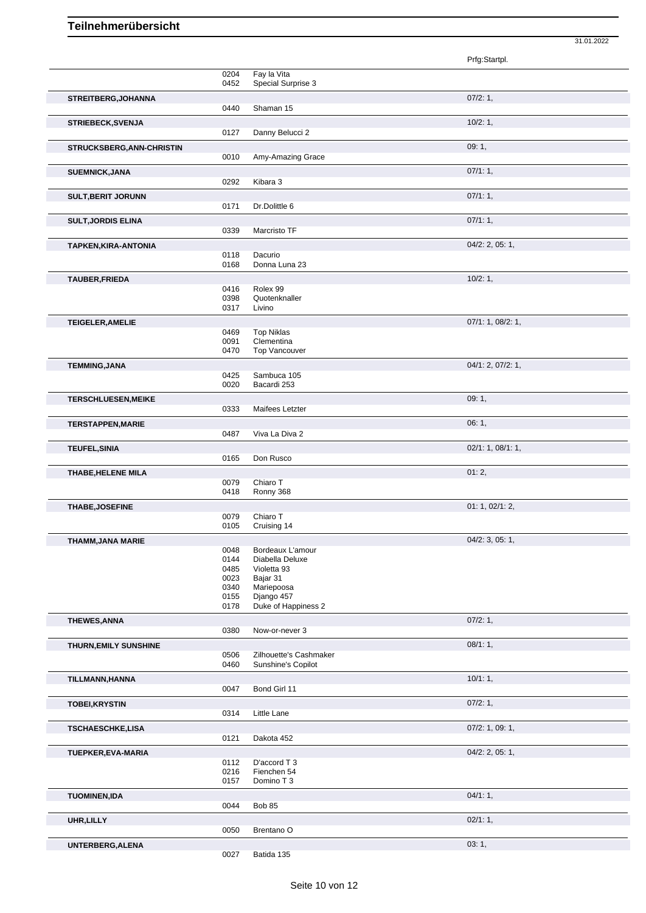# Teilnehmerübersicht

31.01.2022

| Name | Nr. | Pferd | Prfg:Startpl. |
|---|---|---|---|
| | 0204 | Fay la Vita | |
| | 0452 | Special Surprise 3 | |
| **STREITBERG,JOHANNA** | | | 07/2: 1, |
| | 0440 | Shaman 15 | |
| **STRIEBECK,SVENJA** | | | 10/2: 1, |
| | 0127 | Danny Belucci 2 | |
| **STRUCKSBERG,ANN-CHRISTIN** | | | 09: 1, |
| | 0010 | Amy-Amazing Grace | |
| **SUEMNICK,JANA** | | | 07/1: 1, |
| | 0292 | Kibara 3 | |
| **SULT,BERIT JORUNN** | | | 07/1: 1, |
| | 0171 | Dr.Dolittle 6 | |
| **SULT,JORDIS ELINA** | | | 07/1: 1, |
| | 0339 | Marcristo TF | |
| **TAPKEN,KIRA-ANTONIA** | | | 04/2: 2, 05: 1, |
| | 0118 | Dacurio | |
| | 0168 | Donna Luna 23 | |
| **TAUBER,FRIEDA** | | | 10/2: 1, |
| | 0416 | Rolex 99 | |
| | 0398 | Quotenknaller | |
| | 0317 | Livino | |
| **TEIGELER,AMELIE** | | | 07/1: 1, 08/2: 1, |
| | 0469 | Top Niklas | |
| | 0091 | Clementina | |
| | 0470 | Top Vancouver | |
| **TEMMING,JANA** | | | 04/1: 2, 07/2: 1, |
| | 0425 | Sambuca 105 | |
| | 0020 | Bacardi 253 | |
| **TERSCHLUESEN,MEIKE** | | | 09: 1, |
| | 0333 | Maifees Letzter | |
| **TERSTAPPEN,MARIE** | | | 06: 1, |
| | 0487 | Viva La Diva 2 | |
| **TEUFEL,SINIA** | | | 02/1: 1, 08/1: 1, |
| | 0165 | Don Rusco | |
| **THABE,HELENE MILA** | | | 01: 2, |
| | 0079 | Chiaro T | |
| | 0418 | Ronny 368 | |
| **THABE,JOSEFINE** | | | 01: 1, 02/1: 2, |
| | 0079 | Chiaro T | |
| | 0105 | Cruising 14 | |
| **THAMM,JANA MARIE** | | | 04/2: 3, 05: 1, |
| | 0048 | Bordeaux L'amour | |
| | 0144 | Diabella Deluxe | |
| | 0485 | Violetta 93 | |
| | 0023 | Bajar 31 | |
| | 0340 | Mariepoosa | |
| | 0155 | Django 457 | |
| | 0178 | Duke of Happiness 2 | |
| **THEWES,ANNA** | | | 07/2: 1, |
| | 0380 | Now-or-never 3 | |
| **THURN,EMILY SUNSHINE** | | | 08/1: 1, |
| | 0506 | Zilhouette's Cashmaker | |
| | 0460 | Sunshine's Copilot | |
| **TILLMANN,HANNA** | | | 10/1: 1, |
| | 0047 | Bond Girl 11 | |
| **TOBEI,KRYSTIN** | | | 07/2: 1, |
| | 0314 | Little Lane | |
| **TSCHAESCHKE,LISA** | | | 07/2: 1, 09: 1, |
| | 0121 | Dakota 452 | |
| **TUEPKER,EVA-MARIA** | | | 04/2: 2, 05: 1, |
| | 0112 | D'accord T 3 | |
| | 0216 | Fienchen 54 | |
| | 0157 | Domino T 3 | |
| **TUOMINEN,IDA** | | | 04/1: 1, |
| | 0044 | Bob 85 | |
| **UHR,LILLY** | | | 02/1: 1, |
| | 0050 | Brentano O | |
| **UNTERBERG,ALENA** | | | 03: 1, |
| | 0027 | Batida 135 | |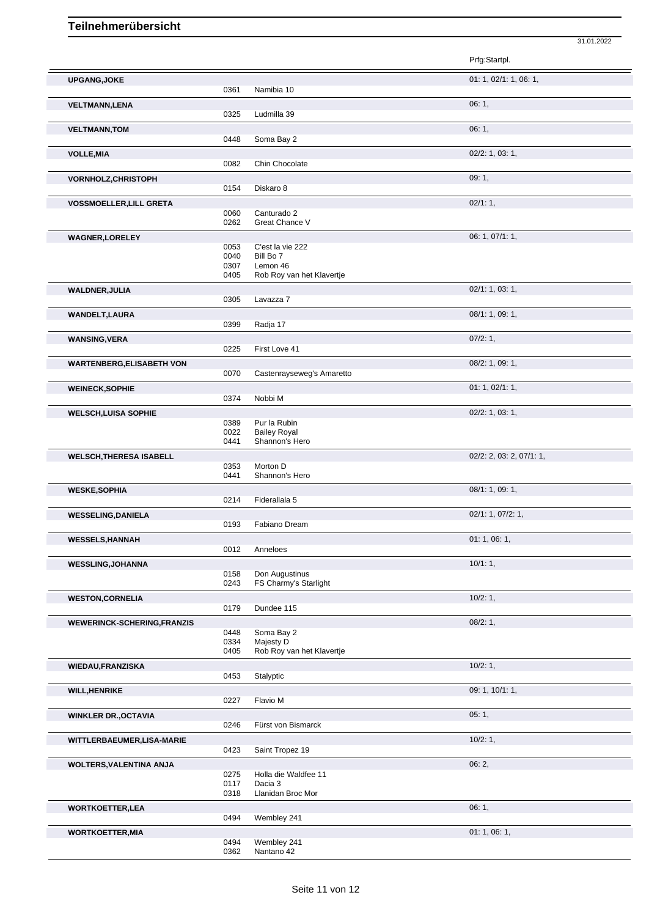# Teilnehmerübersicht

31.01.2022

| Name | Nr. | Pferd | Prfg:Startpl. |
|---|---|---|---|
| **UPGANG,JOKE** | | | 01: 1, 02/1: 1, 06: 1, |
| | 0361 | Namibia 10 | |
| **VELTMANN,LENA** | | | 06: 1, |
| | 0325 | Ludmilla 39 | |
| **VELTMANN,TOM** | | | 06: 1, |
| | 0448 | Soma Bay 2 | |
| **VOLLE,MIA** | | | 02/2: 1, 03: 1, |
| | 0082 | Chin Chocolate | |
| **VORNHOLZ,CHRISTOPH** | | | 09: 1, |
| | 0154 | Diskaro 8 | |
| **VOSSMOELLER,LILL GRETA** | | | 02/1: 1, |
| | 0060 | Canturado 2 | |
| | 0262 | Great Chance V | |
| **WAGNER,LORELEY** | | | 06: 1, 07/1: 1, |
| | 0053 | C'est la vie 222 | |
| | 0040 | Bill Bo 7 | |
| | 0307 | Lemon 46 | |
| | 0405 | Rob Roy van het Klavertje | |
| **WALDNER,JULIA** | | | 02/1: 1, 03: 1, |
| | 0305 | Lavazza 7 | |
| **WANDELT,LAURA** | | | 08/1: 1, 09: 1, |
| | 0399 | Radja 17 | |
| **WANSING,VERA** | | | 07/2: 1, |
| | 0225 | First Love 41 | |
| **WARTENBERG,ELISABETH VON** | | | 08/2: 1, 09: 1, |
| | 0070 | Castenrayseweg's Amaretto | |
| **WEINECK,SOPHIE** | | | 01: 1, 02/1: 1, |
| | 0374 | Nobbi M | |
| **WELSCH,LUISA SOPHIE** | | | 02/2: 1, 03: 1, |
| | 0389 | Pur la Rubin | |
| | 0022 | Bailey Royal | |
| | 0441 | Shannon's Hero | |
| **WELSCH,THERESA ISABELL** | | | 02/2: 2, 03: 2, 07/1: 1, |
| | 0353 | Morton D | |
| | 0441 | Shannon's Hero | |
| **WESKE,SOPHIA** | | | 08/1: 1, 09: 1, |
| | 0214 | Fiderallala 5 | |
| **WESSELING,DANIELA** | | | 02/1: 1, 07/2: 1, |
| | 0193 | Fabiano Dream | |
| **WESSELS,HANNAH** | | | 01: 1, 06: 1, |
| | 0012 | Anneloes | |
| **WESSLING,JOHANNA** | | | 10/1: 1, |
| | 0158 | Don Augustinus | |
| | 0243 | FS Charmy's Starlight | |
| **WESTON,CORNELIA** | | | 10/2: 1, |
| | 0179 | Dundee 115 | |
| **WEWERINCK-SCHERING,FRANZIS** | | | 08/2: 1, |
| | 0448 | Soma Bay 2 | |
| | 0334 | Majesty D | |
| | 0405 | Rob Roy van het Klavertje | |
| **WIEDAU,FRANZISKA** | | | 10/2: 1, |
| | 0453 | Stalyptic | |
| **WILL,HENRIKE** | | | 09: 1, 10/1: 1, |
| | 0227 | Flavio M | |
| **WINKLER DR.,OCTAVIA** | | | 05: 1, |
| | 0246 | Fürst von Bismarck | |
| **WITTLERBAEUMER,LISA-MARIE** | | | 10/2: 1, |
| | 0423 | Saint Tropez 19 | |
| **WOLTERS,VALENTINA ANJA** | | | 06: 2, |
| | 0275 | Holla die Waldfee 11 | |
| | 0117 | Dacia 3 | |
| | 0318 | Llanidan Broc Mor | |
| **WORTKOETTER,LEA** | | | 06: 1, |
| | 0494 | Wembley 241 | |
| **WORTKOETTER,MIA** | | | 01: 1, 06: 1, |
| | 0494 | Wembley 241 | |
| | 0362 | Nantano 42 | |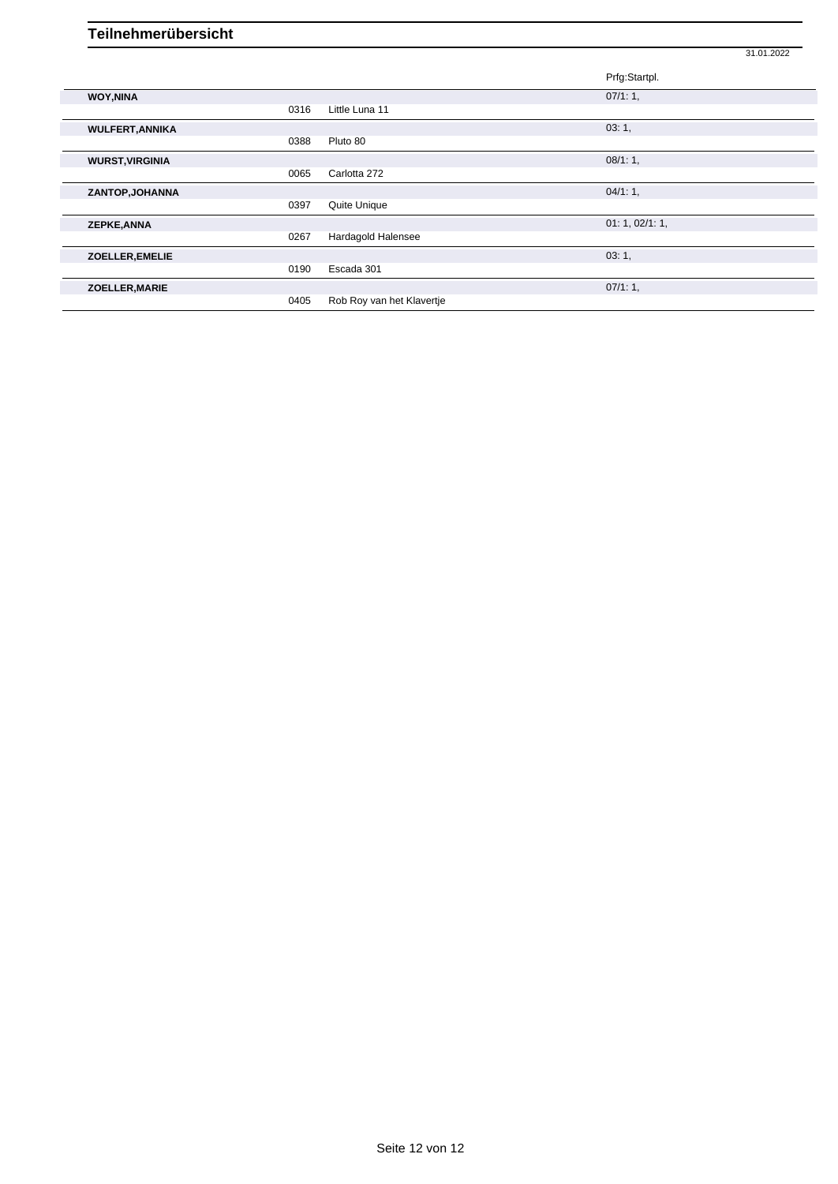# Teilnehmerübersicht

31.01.2022

| | | | Prfg:Startpl. |
|---|---|---|---|
| **WOY,NINA** | | | 07/1: 1, |
| | 0316 | Little Luna 11 | |
| **WULFERT,ANNIKA** | | | 03: 1, |
| | 0388 | Pluto 80 | |
| **WURST,VIRGINIA** | | | 08/1: 1, |
| | 0065 | Carlotta 272 | |
| **ZANTOP,JOHANNA** | | | 04/1: 1, |
| | 0397 | Quite Unique | |
| **ZEPKE,ANNA** | | | 01: 1, 02/1: 1, |
| | 0267 | Hardagold Halensee | |
| **ZOELLER,EMELIE** | | | 03: 1, |
| | 0190 | Escada 301 | |
| **ZOELLER,MARIE** | | | 07/1: 1, |
| | 0405 | Rob Roy van het Klavertje | |